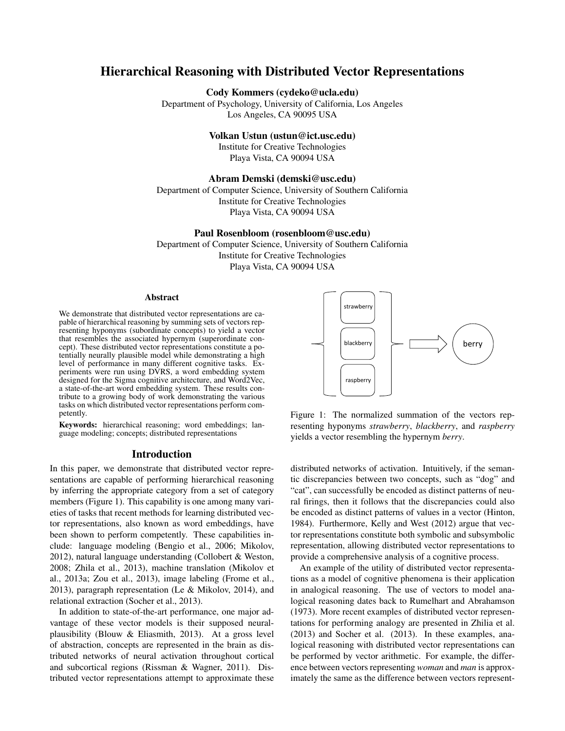# Hierarchical Reasoning with Distributed Vector Representations

**Cody Kommers (cydeko@ucla.edu)**
Department of Psychology, University of California, Los Angeles
Los Angeles, CA 90095 USA

**Volkan Ustun (ustun@ict.usc.edu)**
Institute for Creative Technologies
Playa Vista, CA 90094 USA

**Abram Demski (demski@usc.edu)**
Department of Computer Science, University of Southern California
Institute for Creative Technologies
Playa Vista, CA 90094 USA

**Paul Rosenbloom (rosenbloom@usc.edu)**
Department of Computer Science, University of Southern California
Institute for Creative Technologies
Playa Vista, CA 90094 USA

## Abstract

We demonstrate that distributed vector representations are capable of hierarchical reasoning by summing sets of vectors representing hyponyms (subordinate concepts) to yield a vector that resembles the associated hypernym (superordinate concept). These distributed vector representations constitute a potentially neurally plausible model while demonstrating a high level of performance in many different cognitive tasks. Experiments were run using DVRS, a word embedding system designed for the Sigma cognitive architecture, and Word2Vec, a state-of-the-art word embedding system. These results contribute to a growing body of work demonstrating the various tasks on which distributed vector representations perform competently.

**Keywords:** hierarchical reasoning; word embeddings; language modeling; concepts; distributed representations

## Introduction

In this paper, we demonstrate that distributed vector representations are capable of performing hierarchical reasoning by inferring the appropriate category from a set of category members (Figure 1). This capability is one among many varieties of tasks that recent methods for learning distributed vector representations, also known as word embeddings, have been shown to perform competently. These capabilities include: language modeling (Bengio et al., 2006; Mikolov, 2012), natural language understanding (Collobert & Weston, 2008; Zhila et al., 2013), machine translation (Mikolov et al., 2013a; Zou et al., 2013), image labeling (Frome et al., 2013), paragraph representation (Le & Mikolov, 2014), and relational extraction (Socher et al., 2013).

In addition to state-of-the-art performance, one major advantage of these vector models is their supposed neural-plausibility (Blouw & Eliasmith, 2013). At a gross level of abstraction, concepts are represented in the brain as distributed networks of neural activation throughout cortical and subcortical regions (Rissman & Wagner, 2011). Distributed vector representations attempt to approximate these distributed networks of activation. Intuitively, if the semantic discrepancies between two concepts, such as "dog" and "cat", can successfully be encoded as distinct patterns of neural firings, then it follows that the discrepancies could also be encoded as distinct patterns of values in a vector (Hinton, 1984). Furthermore, Kelly and West (2012) argue that vector representations constitute both symbolic and subsymbolic representation, allowing distributed vector representations to provide a comprehensive analysis of a cognitive process.

strawberry, blackberry, raspberry → berry

Figure 1: The normalized summation of the vectors representing hyponyms *strawberry*, *blackberry*, and *raspberry* yields a vector resembling the hypernym *berry*.

An example of the utility of distributed vector representations as a model of cognitive phenomena is their application in analogical reasoning. The use of vectors to model analogical reasoning dates back to Rumelhart and Abrahamson (1973). More recent examples of distributed vector representations for performing analogy are presented in Zhilia et al. (2013) and Socher et al. (2013). In these examples, analogical reasoning with distributed vector representations can be performed by vector arithmetic. For example, the difference between vectors representing *woman* and *man* is approximately the same as the difference between vectors represent-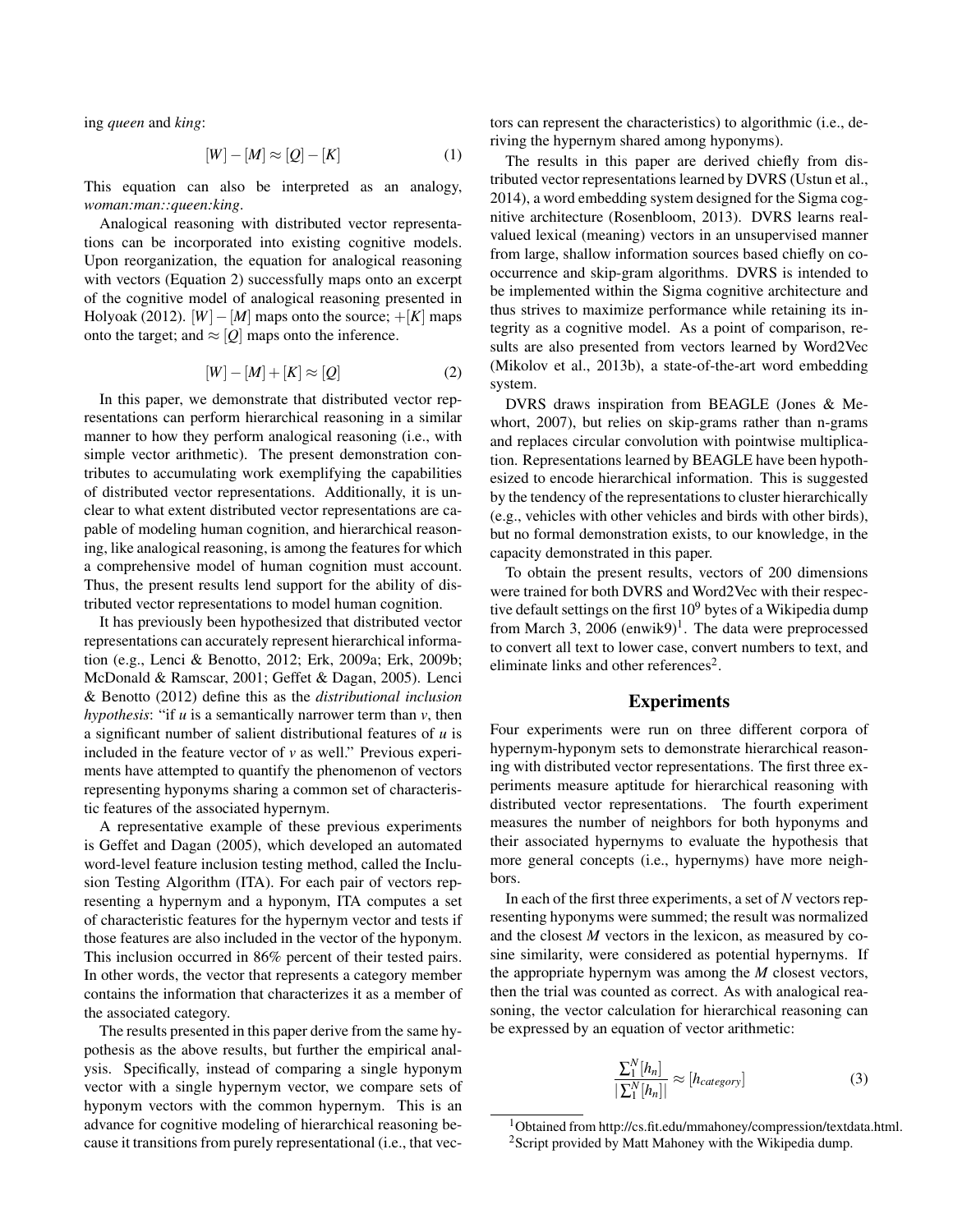ing *queen* and *king*:

$$[W] - [M] \approx [Q] - [K] \tag{1}$$

This equation can also be interpreted as an analogy, *woman:man::queen:king*.

Analogical reasoning with distributed vector representations can be incorporated into existing cognitive models. Upon reorganization, the equation for analogical reasoning with vectors (Equation 2) successfully maps onto an excerpt of the cognitive model of analogical reasoning presented in Holyoak (2012). $[W] - [M]$ maps onto the source; $+[K]$ maps onto the target; and $\approx [Q]$ maps onto the inference.

$$[W] - [M] + [K] \approx [Q] \tag{2}$$

In this paper, we demonstrate that distributed vector representations can perform hierarchical reasoning in a similar manner to how they perform analogical reasoning (i.e., with simple vector arithmetic). The present demonstration contributes to accumulating work exemplifying the capabilities of distributed vector representations. Additionally, it is unclear to what extent distributed vector representations are capable of modeling human cognition, and hierarchical reasoning, like analogical reasoning, is among the features for which a comprehensive model of human cognition must account. Thus, the present results lend support for the ability of distributed vector representations to model human cognition.

It has previously been hypothesized that distributed vector representations can accurately represent hierarchical information (e.g., Lenci & Benotto, 2012; Erk, 2009a; Erk, 2009b; McDonald & Ramscar, 2001; Geffet & Dagan, 2005). Lenci & Benotto (2012) define this as the *distributional inclusion hypothesis*: "if *u* is a semantically narrower term than *v*, then a significant number of salient distributional features of *u* is included in the feature vector of *v* as well." Previous experiments have attempted to quantify the phenomenon of vectors representing hyponyms sharing a common set of characteristic features of the associated hypernym.

A representative example of these previous experiments is Geffet and Dagan (2005), which developed an automated word-level feature inclusion testing method, called the Inclusion Testing Algorithm (ITA). For each pair of vectors representing a hypernym and a hyponym, ITA computes a set of characteristic features for the hypernym vector and tests if those features are also included in the vector of the hyponym. This inclusion occurred in 86% percent of their tested pairs. In other words, the vector that represents a category member contains the information that characterizes it as a member of the associated category.

The results presented in this paper derive from the same hypothesis as the above results, but further the empirical analysis. Specifically, instead of comparing a single hyponym vector with a single hypernym vector, we compare sets of hyponym vectors with the common hypernym. This is an advance for cognitive modeling of hierarchical reasoning because it transitions from purely representational (i.e., that vectors can represent the characteristics) to algorithmic (i.e., deriving the hypernym shared among hyponyms).

The results in this paper are derived chiefly from distributed vector representations learned by DVRS (Ustun et al., 2014), a word embedding system designed for the Sigma cognitive architecture (Rosenbloom, 2013). DVRS learns real-valued lexical (meaning) vectors in an unsupervised manner from large, shallow information sources based chiefly on co-occurrence and skip-gram algorithms. DVRS is intended to be implemented within the Sigma cognitive architecture and thus strives to maximize performance while retaining its integrity as a cognitive model. As a point of comparison, results are also presented from vectors learned by Word2Vec (Mikolov et al., 2013b), a state-of-the-art word embedding system.

DVRS draws inspiration from BEAGLE (Jones & Mewhort, 2007), but relies on skip-grams rather than n-grams and replaces circular convolution with pointwise multiplication. Representations learned by BEAGLE have been hypothesized to encode hierarchical information. This is suggested by the tendency of the representations to cluster hierarchically (e.g., vehicles with other vehicles and birds with other birds), but no formal demonstration exists, to our knowledge, in the capacity demonstrated in this paper.

To obtain the present results, vectors of 200 dimensions were trained for both DVRS and Word2Vec with their respective default settings on the first $10^9$ bytes of a Wikipedia dump from March 3, 2006 (enwik9)[1]. The data were preprocessed to convert all text to lower case, convert numbers to text, and eliminate links and other references[2].

## Experiments

Four experiments were run on three different corpora of hypernym-hyponym sets to demonstrate hierarchical reasoning with distributed vector representations. The first three experiments measure aptitude for hierarchical reasoning with distributed vector representations. The fourth experiment measures the number of neighbors for both hyponyms and their associated hypernyms to evaluate the hypothesis that more general concepts (i.e., hypernyms) have more neighbors.

In each of the first three experiments, a set of *N* vectors representing hyponyms were summed; the result was normalized and the closest *M* vectors in the lexicon, as measured by cosine similarity, were considered as potential hypernyms. If the appropriate hypernym was among the *M* closest vectors, then the trial was counted as correct. As with analogical reasoning, the vector calculation for hierarchical reasoning can be expressed by an equation of vector arithmetic:

$$\frac{\sum_1^N [h_n]}{|\sum_1^N [h_n]|} \approx [h_{category}] \tag{3}$$

[1] Obtained from http://cs.fit.edu/mmahoney/compression/textdata.html.

[2] Script provided by Matt Mahoney with the Wikipedia dump.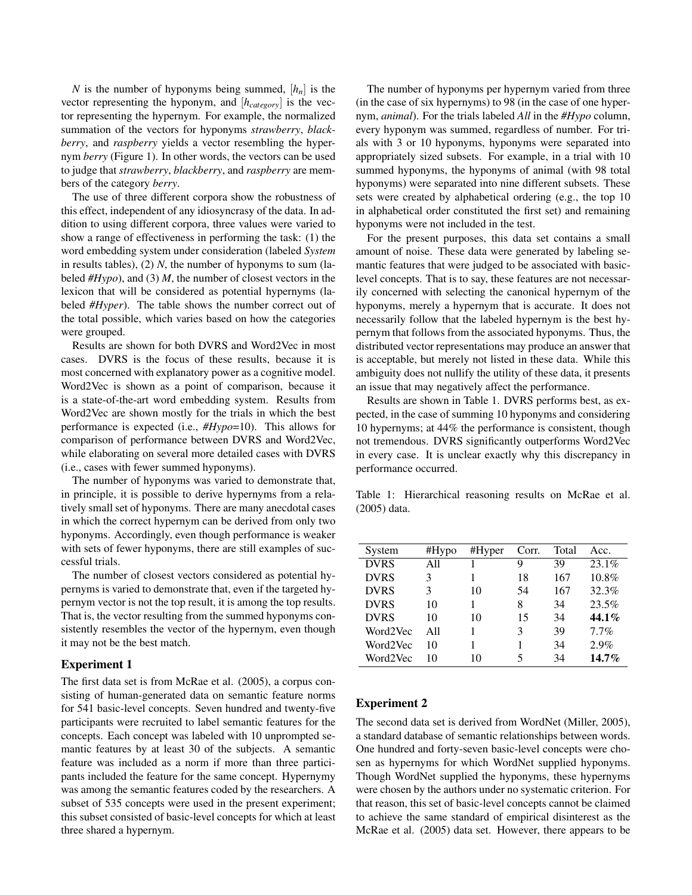$N$ is the number of hyponyms being summed, $[h_n]$ is the vector representing the hyponym, and $[h_{category}]$ is the vector representing the hypernym. For example, the normalized summation of the vectors for hyponyms *strawberry*, *blackberry*, and *raspberry* yields a vector resembling the hypernym *berry* (Figure 1). In other words, the vectors can be used to judge that *strawberry*, *blackberry*, and *raspberry* are members of the category *berry*.

The use of three different corpora show the robustness of this effect, independent of any idiosyncrasy of the data. In addition to using different corpora, three values were varied to show a range of effectiveness in performing the task: (1) the word embedding system under consideration (labeled *System* in results tables), (2) $N$, the number of hyponyms to sum (labeled *#Hypo*), and (3) $M$, the number of closest vectors in the lexicon that will be considered as potential hypernyms (labeled *#Hyper*). The table shows the number correct out of the total possible, which varies based on how the categories were grouped.

Results are shown for both DVRS and Word2Vec in most cases. DVRS is the focus of these results, because it is most concerned with explanatory power as a cognitive model. Word2Vec is shown as a point of comparison, because it is a state-of-the-art word embedding system. Results from Word2Vec are shown mostly for the trials in which the best performance is expected (i.e., *#Hypo*=10). This allows for comparison of performance between DVRS and Word2Vec, while elaborating on several more detailed cases with DVRS (i.e., cases with fewer summed hyponyms).

The number of hyponyms was varied to demonstrate that, in principle, it is possible to derive hypernyms from a relatively small set of hyponyms. There are many anecdotal cases in which the correct hypernym can be derived from only two hyponyms. Accordingly, even though performance is weaker with sets of fewer hyponyms, there are still examples of successful trials.

The number of closest vectors considered as potential hypernyms is varied to demonstrate that, even if the targeted hypernym vector is not the top result, it is among the top results. That is, the vector resulting from the summed hyponyms consistently resembles the vector of the hypernym, even though it may not be the best match.

### Experiment 1

The first data set is from McRae et al. (2005), a corpus consisting of human-generated data on semantic feature norms for 541 basic-level concepts. Seven hundred and twenty-five participants were recruited to label semantic features for the concepts. Each concept was labeled with 10 unprompted semantic features by at least 30 of the subjects. A semantic feature was included as a norm if more than three participants included the feature for the same concept. Hypernymy was among the semantic features coded by the researchers. A subset of 535 concepts were used in the present experiment; this subset consisted of basic-level concepts for which at least three shared a hypernym.

The number of hyponyms per hypernym varied from three (in the case of six hypernyms) to 98 (in the case of one hypernym, *animal*). For the trials labeled *All* in the *#Hypo* column, every hyponym was summed, regardless of number. For trials with 3 or 10 hyponyms, hyponyms were separated into appropriately sized subsets. For example, in a trial with 10 summed hyponyms, the hyponyms of animal (with 98 total hyponyms) were separated into nine different subsets. These sets were created by alphabetical ordering (e.g., the top 10 in alphabetical order constituted the first set) and remaining hyponyms were not included in the test.

For the present purposes, this data set contains a small amount of noise. These data were generated by labeling semantic features that were judged to be associated with basic-level concepts. That is to say, these features are not necessarily concerned with selecting the canonical hypernym of the hyponyms, merely a hypernym that is accurate. It does not necessarily follow that the labeled hypernym is the best hypernym that follows from the associated hyponyms. Thus, the distributed vector representations may produce an answer that is acceptable, but merely not listed in these data. While this ambiguity does not nullify the utility of these data, it presents an issue that may negatively affect the performance.

Results are shown in Table 1. DVRS performs best, as expected, in the case of summing 10 hyponyms and considering 10 hypernyms; at 44% the performance is consistent, though not tremendous. DVRS significantly outperforms Word2Vec in every case. It is unclear exactly why this discrepancy in performance occurred.

Table 1: Hierarchical reasoning results on McRae et al. (2005) data.

| System | #Hypo | #Hyper | Corr. | Total | Acc. |
|---|---|---|---|---|---|
| DVRS | All | 1 | 9 | 39 | 23.1% |
| DVRS | 3 | 1 | 18 | 167 | 10.8% |
| DVRS | 3 | 10 | 54 | 167 | 32.3% |
| DVRS | 10 | 1 | 8 | 34 | 23.5% |
| DVRS | 10 | 10 | 15 | 34 | **44.1%** |
| Word2Vec | All | 1 | 3 | 39 | 7.7% |
| Word2Vec | 10 | 1 | 1 | 34 | 2.9% |
| Word2Vec | 10 | 10 | 5 | 34 | **14.7%** |

### Experiment 2

The second data set is derived from WordNet (Miller, 2005), a standard database of semantic relationships between words. One hundred and forty-seven basic-level concepts were chosen as hypernyms for which WordNet supplied hyponyms. Though WordNet supplied the hyponyms, these hypernyms were chosen by the authors under no systematic criterion. For that reason, this set of basic-level concepts cannot be claimed to achieve the same standard of empirical disinterest as the McRae et al. (2005) data set. However, there appears to be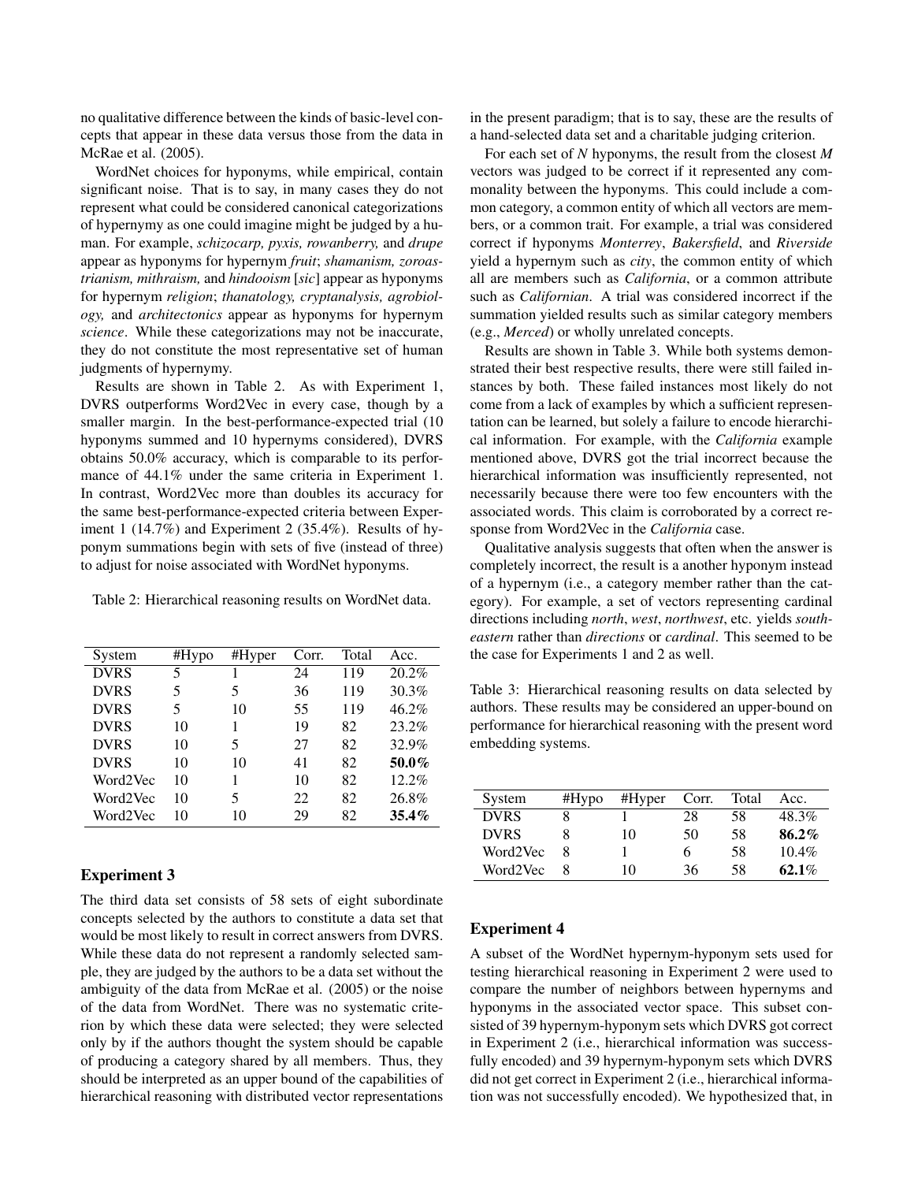no qualitative difference between the kinds of basic-level concepts that appear in these data versus those from the data in McRae et al. (2005).

WordNet choices for hyponyms, while empirical, contain significant noise. That is to say, in many cases they do not represent what could be considered canonical categorizations of hypernymy as one could imagine might be judged by a human. For example, *schizocarp, pyxis, rowanberry,* and *drupe* appear as hyponyms for hypernym *fruit*; *shamanism, zoroastrianism, mithraism,* and *hindooism* [*sic*] appear as hyponyms for hypernym *religion*; *thanatology, cryptanalysis, agrobiology,* and *architectonics* appear as hyponyms for hypernym *science*. While these categorizations may not be inaccurate, they do not constitute the most representative set of human judgments of hypernymy.

Results are shown in Table 2. As with Experiment 1, DVRS outperforms Word2Vec in every case, though by a smaller margin. In the best-performance-expected trial (10 hyponyms summed and 10 hypernyms considered), DVRS obtains 50.0% accuracy, which is comparable to its performance of 44.1% under the same criteria in Experiment 1. In contrast, Word2Vec more than doubles its accuracy for the same best-performance-expected criteria between Experiment 1 (14.7%) and Experiment 2 (35.4%). Results of hyponym summations begin with sets of five (instead of three) to adjust for noise associated with WordNet hyponyms.

Table 2: Hierarchical reasoning results on WordNet data.

| System | #Hypo | #Hyper | Corr. | Total | Acc. |
|---|---|---|---|---|---|
| DVRS | 5 | 1 | 24 | 119 | 20.2% |
| DVRS | 5 | 5 | 36 | 119 | 30.3% |
| DVRS | 5 | 10 | 55 | 119 | 46.2% |
| DVRS | 10 | 1 | 19 | 82 | 23.2% |
| DVRS | 10 | 5 | 27 | 82 | 32.9% |
| DVRS | 10 | 10 | 41 | 82 | **50.0%** |
| Word2Vec | 10 | 1 | 10 | 82 | 12.2% |
| Word2Vec | 10 | 5 | 22 | 82 | 26.8% |
| Word2Vec | 10 | 10 | 29 | 82 | **35.4%** |

### Experiment 3

The third data set consists of 58 sets of eight subordinate concepts selected by the authors to constitute a data set that would be most likely to result in correct answers from DVRS. While these data do not represent a randomly selected sample, they are judged by the authors to be a data set without the ambiguity of the data from McRae et al. (2005) or the noise of the data from WordNet. There was no systematic criterion by which these data were selected; they were selected only by if the authors thought the system should be capable of producing a category shared by all members. Thus, they should be interpreted as an upper bound of the capabilities of hierarchical reasoning with distributed vector representations in the present paradigm; that is to say, these are the results of a hand-selected data set and a charitable judging criterion.

For each set of *N* hyponyms, the result from the closest *M* vectors was judged to be correct if it represented any commonality between the hyponyms. This could include a common category, a common entity of which all vectors are members, or a common trait. For example, a trial was considered correct if hyponyms *Monterrey*, *Bakersfield*, and *Riverside* yield a hypernym such as *city*, the common entity of which all are members such as *California*, or a common attribute such as *Californian*. A trial was considered incorrect if the summation yielded results such as similar category members (e.g., *Merced*) or wholly unrelated concepts.

Results are shown in Table 3. While both systems demonstrated their best respective results, there were still failed instances by both. These failed instances most likely do not come from a lack of examples by which a sufficient representation can be learned, but solely a failure to encode hierarchical information. For example, with the *California* example mentioned above, DVRS got the trial incorrect because the hierarchical information was insufficiently represented, not necessarily because there were too few encounters with the associated words. This claim is corroborated by a correct response from Word2Vec in the *California* case.

Qualitative analysis suggests that often when the answer is completely incorrect, the result is a another hyponym instead of a hypernym (i.e., a category member rather than the category). For example, a set of vectors representing cardinal directions including *north*, *west*, *northwest*, etc. yields *southeastern* rather than *directions* or *cardinal*. This seemed to be the case for Experiments 1 and 2 as well.

Table 3: Hierarchical reasoning results on data selected by authors. These results may be considered an upper-bound on performance for hierarchical reasoning with the present word embedding systems.

| System | #Hypo | #Hyper | Corr. | Total | Acc. |
|---|---|---|---|---|---|
| DVRS | 8 | 1 | 28 | 58 | 48.3% |
| DVRS | 8 | 10 | 50 | 58 | **86.2%** |
| Word2Vec | 8 | 1 | 6 | 58 | 10.4% |
| Word2Vec | 8 | 10 | 36 | 58 | **62.1%** |

### Experiment 4

A subset of the WordNet hypernym-hyponym sets used for testing hierarchical reasoning in Experiment 2 were used to compare the number of neighbors between hypernyms and hyponyms in the associated vector space. This subset consisted of 39 hypernym-hyponym sets which DVRS got correct in Experiment 2 (i.e., hierarchical information was successfully encoded) and 39 hypernym-hyponym sets which DVRS did not get correct in Experiment 2 (i.e., hierarchical information was not successfully encoded). We hypothesized that, in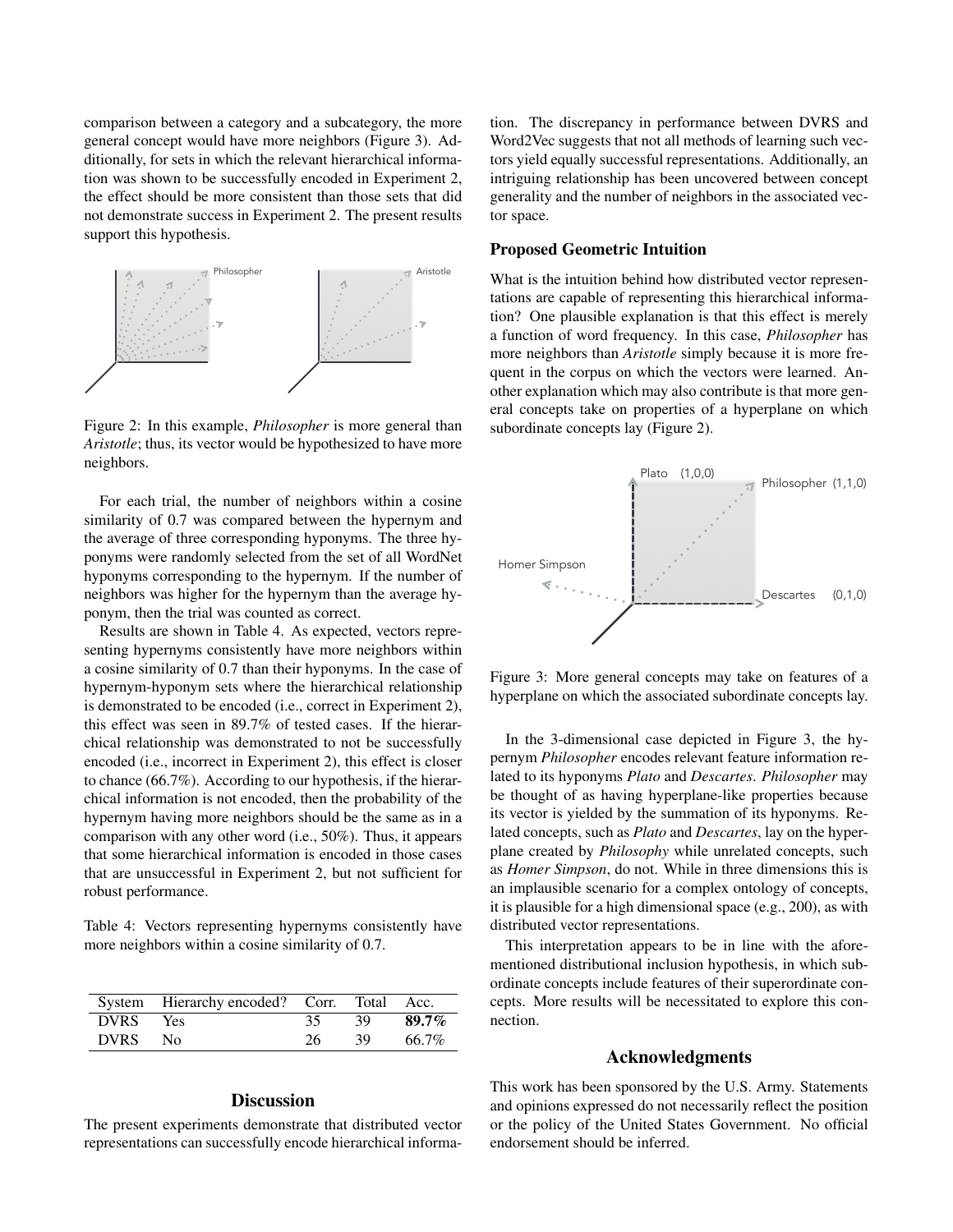comparison between a category and a subcategory, the more general concept would have more neighbors (Figure 3). Additionally, for sets in which the relevant hierarchical information was shown to be successfully encoded in Experiment 2, the effect should be more consistent than those sets that did not demonstrate success in Experiment 2. The present results support this hypothesis.

Figure 2: In this example, *Philosopher* is more general than *Aristotle*; thus, its vector would be hypothesized to have more neighbors.

For each trial, the number of neighbors within a cosine similarity of 0.7 was compared between the hypernym and the average of three corresponding hyponyms. The three hyponyms were randomly selected from the set of all WordNet hyponyms corresponding to the hypernym. If the number of neighbors was higher for the hypernym than the average hyponym, then the trial was counted as correct.

Results are shown in Table 4. As expected, vectors representing hypernyms consistently have more neighbors within a cosine similarity of 0.7 than their hyponyms. In the case of hypernym-hyponym sets where the hierarchical relationship is demonstrated to be encoded (i.e., correct in Experiment 2), this effect was seen in 89.7% of tested cases. If the hierarchical relationship was demonstrated to not be successfully encoded (i.e., incorrect in Experiment 2), this effect is closer to chance (66.7%). According to our hypothesis, if the hierarchical information is not encoded, then the probability of the hypernym having more neighbors should be the same as in a comparison with any other word (i.e., 50%). Thus, it appears that some hierarchical information is encoded in those cases that are unsuccessful in Experiment 2, but not sufficient for robust performance.

Table 4: Vectors representing hypernyms consistently have more neighbors within a cosine similarity of 0.7.

| System | Hierarchy encoded? | Corr. | Total | Acc. |
|---|---|---|---|---|
| DVRS | Yes | 35 | 39 | **89.7%** |
| DVRS | No | 26 | 39 | 66.7% |

## Discussion

The present experiments demonstrate that distributed vector representations can successfully encode hierarchical information. The discrepancy in performance between DVRS and Word2Vec suggests that not all methods of learning such vectors yield equally successful representations. Additionally, an intriguing relationship has been uncovered between concept generality and the number of neighbors in the associated vector space.

### Proposed Geometric Intuition

What is the intuition behind how distributed vector representations are capable of representing this hierarchical information? One plausible explanation is that this effect is merely a function of word frequency. In this case, *Philosopher* has more neighbors than *Aristotle* simply because it is more frequent in the corpus on which the vectors were learned. Another explanation which may also contribute is that more general concepts take on properties of a hyperplane on which subordinate concepts lay (Figure 2).

Figure 3: More general concepts may take on features of a hyperplane on which the associated subordinate concepts lay.

In the 3-dimensional case depicted in Figure 3, the hypernym *Philosopher* encodes relevant feature information related to its hyponyms *Plato* and *Descartes*. *Philosopher* may be thought of as having hyperplane-like properties because its vector is yielded by the summation of its hyponyms. Related concepts, such as *Plato* and *Descartes*, lay on the hyperplane created by *Philosophy* while unrelated concepts, such as *Homer Simpson*, do not. While in three dimensions this is an implausible scenario for a complex ontology of concepts, it is plausible for a high dimensional space (e.g., 200), as with distributed vector representations.

This interpretation appears to be in line with the aforementioned distributional inclusion hypothesis, in which subordinate concepts include features of their superordinate concepts. More results will be necessitated to explore this connection.

## Acknowledgments

This work has been sponsored by the U.S. Army. Statements and opinions expressed do not necessarily reflect the position or the policy of the United States Government. No official endorsement should be inferred.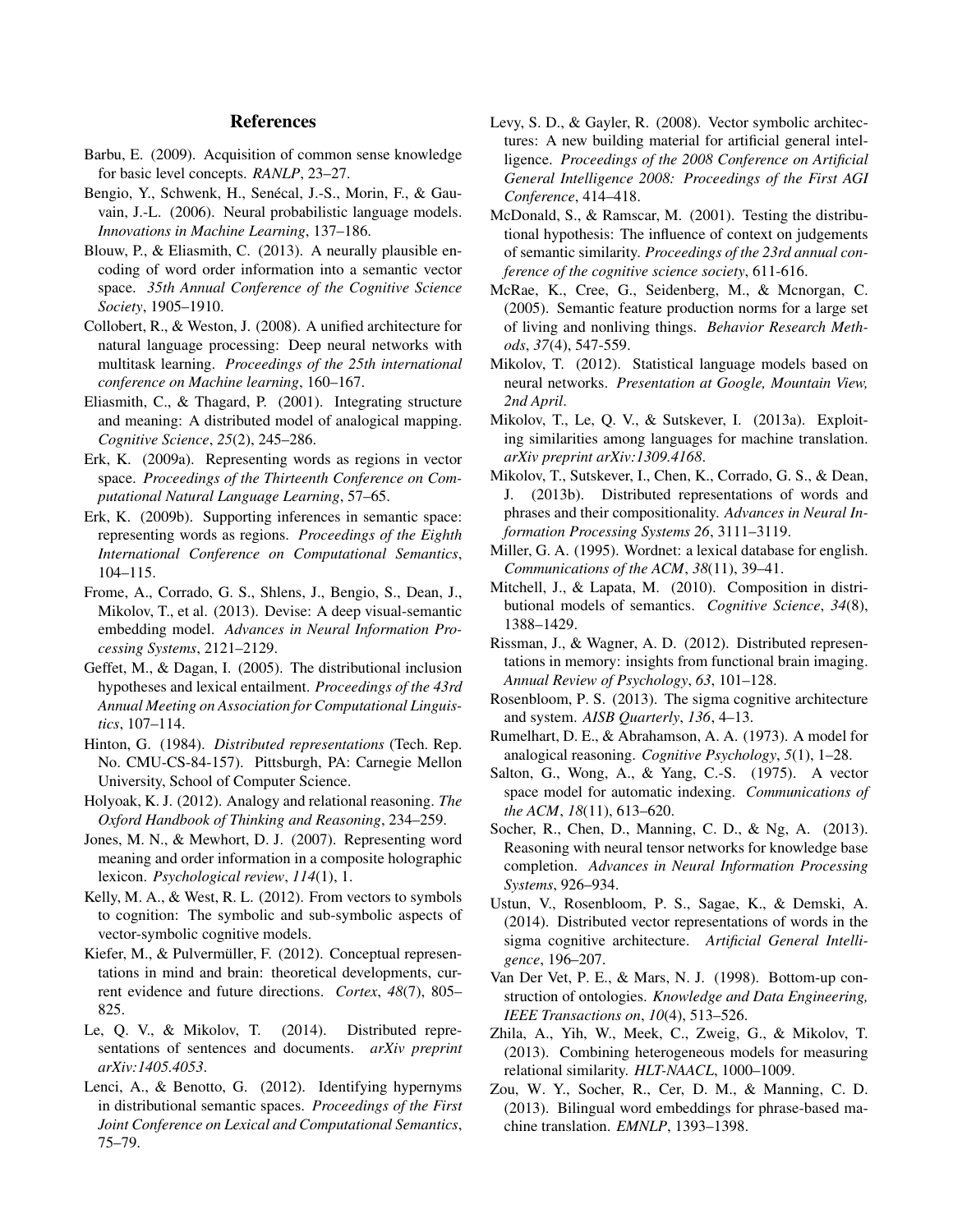## References

Barbu, E. (2009). Acquisition of common sense knowledge for basic level concepts. *RANLP*, 23–27.

Bengio, Y., Schwenk, H., Senécal, J.-S., Morin, F., & Gauvain, J.-L. (2006). Neural probabilistic language models. *Innovations in Machine Learning*, 137–186.

Blouw, P., & Eliasmith, C. (2013). A neurally plausible encoding of word order information into a semantic vector space. *35th Annual Conference of the Cognitive Science Society*, 1905–1910.

Collobert, R., & Weston, J. (2008). A unified architecture for natural language processing: Deep neural networks with multitask learning. *Proceedings of the 25th international conference on Machine learning*, 160–167.

Eliasmith, C., & Thagard, P. (2001). Integrating structure and meaning: A distributed model of analogical mapping. *Cognitive Science*, *25*(2), 245–286.

Erk, K. (2009a). Representing words as regions in vector space. *Proceedings of the Thirteenth Conference on Computational Natural Language Learning*, 57–65.

Erk, K. (2009b). Supporting inferences in semantic space: representing words as regions. *Proceedings of the Eighth International Conference on Computational Semantics*, 104–115.

Frome, A., Corrado, G. S., Shlens, J., Bengio, S., Dean, J., Mikolov, T., et al. (2013). Devise: A deep visual-semantic embedding model. *Advances in Neural Information Processing Systems*, 2121–2129.

Geffet, M., & Dagan, I. (2005). The distributional inclusion hypotheses and lexical entailment. *Proceedings of the 43rd Annual Meeting on Association for Computational Linguistics*, 107–114.

Hinton, G. (1984). *Distributed representations* (Tech. Rep. No. CMU-CS-84-157). Pittsburgh, PA: Carnegie Mellon University, School of Computer Science.

Holyoak, K. J. (2012). Analogy and relational reasoning. *The Oxford Handbook of Thinking and Reasoning*, 234–259.

Jones, M. N., & Mewhort, D. J. (2007). Representing word meaning and order information in a composite holographic lexicon. *Psychological review*, *114*(1), 1.

Kelly, M. A., & West, R. L. (2012). From vectors to symbols to cognition: The symbolic and sub-symbolic aspects of vector-symbolic cognitive models.

Kiefer, M., & Pulvermüller, F. (2012). Conceptual representations in mind and brain: theoretical developments, current evidence and future directions. *Cortex*, *48*(7), 805–825.

Le, Q. V., & Mikolov, T. (2014). Distributed representations of sentences and documents. *arXiv preprint arXiv:1405.4053*.

Lenci, A., & Benotto, G. (2012). Identifying hypernyms in distributional semantic spaces. *Proceedings of the First Joint Conference on Lexical and Computational Semantics*, 75–79.

Levy, S. D., & Gayler, R. (2008). Vector symbolic architectures: A new building material for artificial general intelligence. *Proceedings of the 2008 Conference on Artificial General Intelligence 2008: Proceedings of the First AGI Conference*, 414–418.

McDonald, S., & Ramscar, M. (2001). Testing the distributional hypothesis: The influence of context on judgements of semantic similarity. *Proceedings of the 23rd annual conference of the cognitive science society*, 611-616.

McRae, K., Cree, G., Seidenberg, M., & Mcnorgan, C. (2005). Semantic feature production norms for a large set of living and nonliving things. *Behavior Research Methods*, *37*(4), 547-559.

Mikolov, T. (2012). Statistical language models based on neural networks. *Presentation at Google, Mountain View, 2nd April*.

Mikolov, T., Le, Q. V., & Sutskever, I. (2013a). Exploiting similarities among languages for machine translation. *arXiv preprint arXiv:1309.4168*.

Mikolov, T., Sutskever, I., Chen, K., Corrado, G. S., & Dean, J. (2013b). Distributed representations of words and phrases and their compositionality. *Advances in Neural Information Processing Systems 26*, 3111–3119.

Miller, G. A. (1995). Wordnet: a lexical database for english. *Communications of the ACM*, *38*(11), 39–41.

Mitchell, J., & Lapata, M. (2010). Composition in distributional models of semantics. *Cognitive Science*, *34*(8), 1388–1429.

Rissman, J., & Wagner, A. D. (2012). Distributed representations in memory: insights from functional brain imaging. *Annual Review of Psychology*, *63*, 101–128.

Rosenbloom, P. S. (2013). The sigma cognitive architecture and system. *AISB Quarterly*, *136*, 4–13.

Rumelhart, D. E., & Abrahamson, A. A. (1973). A model for analogical reasoning. *Cognitive Psychology*, *5*(1), 1–28.

Salton, G., Wong, A., & Yang, C.-S. (1975). A vector space model for automatic indexing. *Communications of the ACM*, *18*(11), 613–620.

Socher, R., Chen, D., Manning, C. D., & Ng, A. (2013). Reasoning with neural tensor networks for knowledge base completion. *Advances in Neural Information Processing Systems*, 926–934.

Ustun, V., Rosenbloom, P. S., Sagae, K., & Demski, A. (2014). Distributed vector representations of words in the sigma cognitive architecture. *Artificial General Intelligence*, 196–207.

Van Der Vet, P. E., & Mars, N. J. (1998). Bottom-up construction of ontologies. *Knowledge and Data Engineering, IEEE Transactions on*, *10*(4), 513–526.

Zhila, A., Yih, W., Meek, C., Zweig, G., & Mikolov, T. (2013). Combining heterogeneous models for measuring relational similarity. *HLT-NAACL*, 1000–1009.

Zou, W. Y., Socher, R., Cer, D. M., & Manning, C. D. (2013). Bilingual word embeddings for phrase-based machine translation. *EMNLP*, 1393–1398.